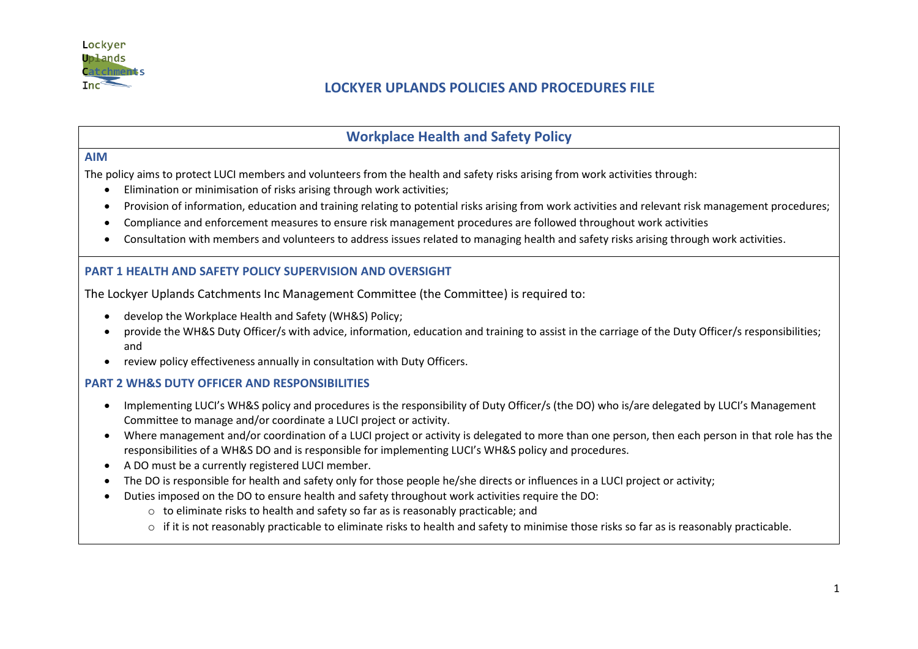Lockyer Uplands Catchments Inc

# LOCKYER UPLANDS POLICIES AND PROCEDURES FILE

## Workplace Health and Safety Policy

### AIM

The policy aims to protect LUCI members and volunteers from the health and safety risks arising from work activities through:

- Elimination or minimisation of risks arising through work activities;
- Provision of information, education and training relating to potential risks arising from work activities and relevant risk management procedures;
- Compliance and enforcement measures to ensure risk management procedures are followed throughout work activities
- Consultation with members and volunteers to address issues related to managing health and safety risks arising through work activities.

### PART 1 HEALTH AND SAFETY POLICY SUPERVISION AND OVERSIGHT

The Lockyer Uplands Catchments Inc Management Committee (the Committee) is required to:

- develop the Workplace Health and Safety (WH&S) Policy;
- provide the WH&S Duty Officer/s with advice, information, education and training to assist in the carriage of the Duty Officer/s responsibilities; and
- review policy effectiveness annually in consultation with Duty Officers.

### PART 2 WH&S DUTY OFFICER AND RESPONSIBILITIES

- Implementing LUCI's WH&S policy and procedures is the responsibility of Duty Officer/s (the DO) who is/are delegated by LUCI's Management Committee to manage and/or coordinate a LUCI project or activity.
- Where management and/or coordination of a LUCI project or activity is delegated to more than one person, then each person in that role has the responsibilities of a WH&S DO and is responsible for implementing LUCI's WH&S policy and procedures.
- A DO must be a currently registered LUCI member.
- The DO is responsible for health and safety only for those people he/she directs or influences in a LUCI project or activity;
- Duties imposed on the DO to ensure health and safety throughout work activities require the DO:
    - to eliminate risks to health and safety so far as is reasonably practicable; and
    - if it is not reasonably practicable to eliminate risks to health and safety to minimise those risks so far as is reasonably practicable.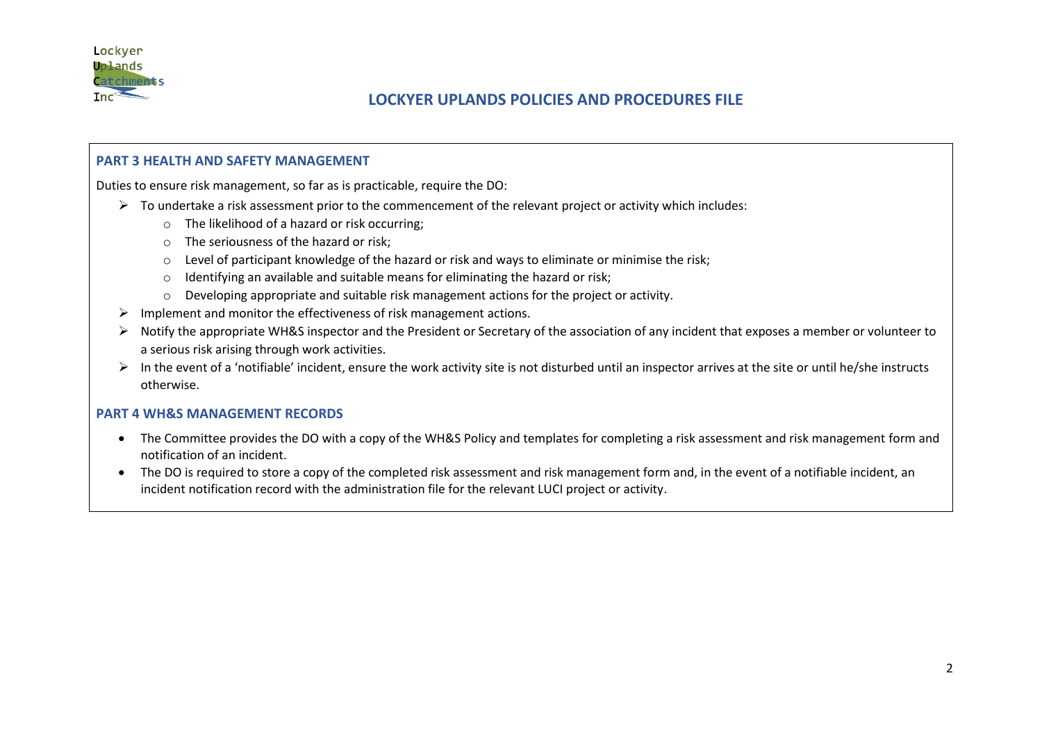## PART 3 HEALTH AND SAFETY MANAGEMENT

Duties to ensure risk management, so far as is practicable, require the DO:

- To undertake a risk assessment prior to the commencement of the relevant project or activity which includes:
  - The likelihood of a hazard or risk occurring;
  - The seriousness of the hazard or risk;
  - Level of participant knowledge of the hazard or risk and ways to eliminate or minimise the risk;
  - Identifying an available and suitable means for eliminating the hazard or risk;
  - Developing appropriate and suitable risk management actions for the project or activity.
- Implement and monitor the effectiveness of risk management actions.
- Notify the appropriate WH&S inspector and the President or Secretary of the association of any incident that exposes a member or volunteer to a serious risk arising through work activities.
- In the event of a 'notifiable' incident, ensure the work activity site is not disturbed until an inspector arrives at the site or until he/she instructs otherwise.

## PART 4 WH&S MANAGEMENT RECORDS

- The Committee provides the DO with a copy of the WH&S Policy and templates for completing a risk assessment and risk management form and notification of an incident.
- The DO is required to store a copy of the completed risk assessment and risk management form and, in the event of a notifiable incident, an incident notification record with the administration file for the relevant LUCI project or activity.